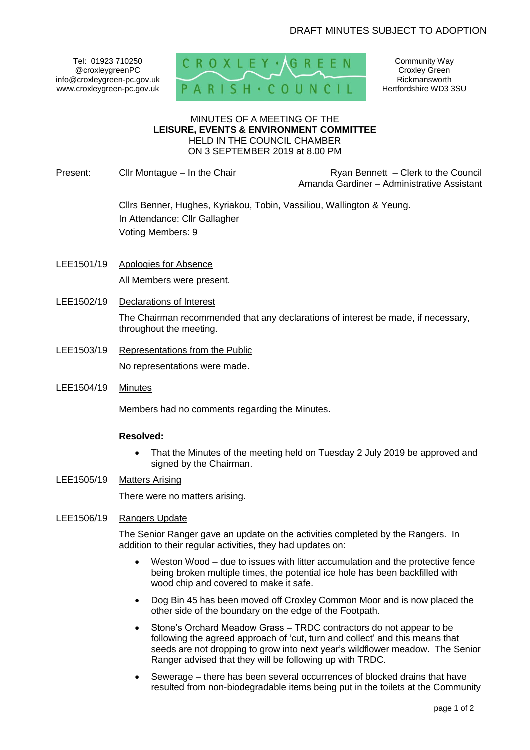DRAFT MINUTES SUBJECT TO ADOPTION

Tel: 01923 710250
@croxleygreenPC
info@croxleygreen-pc.gov.uk
www.croxleygreen-pc.gov.uk

CROXLEY GREEN PARISH COUNCIL

Community Way
Croxley Green
Rickmansworth
Hertfordshire WD3 3SU

MINUTES OF A MEETING OF THE
**LEISURE, EVENTS & ENVIRONMENT COMMITTEE**
HELD IN THE COUNCIL CHAMBER
ON 3 SEPTEMBER 2019 at 8.00 PM

Present: Cllr Montague – In the Chair

Ryan Bennett – Clerk to the Council
Amanda Gardiner – Administrative Assistant

Cllrs Benner, Hughes, Kyriakou, Tobin, Vassiliou, Wallington & Yeung.
In Attendance: Cllr Gallagher
Voting Members: 9

LEE1501/19 Apologies for Absence

All Members were present.

LEE1502/19 Declarations of Interest

The Chairman recommended that any declarations of interest be made, if necessary, throughout the meeting.

LEE1503/19 Representations from the Public

No representations were made.

LEE1504/19 Minutes

Members had no comments regarding the Minutes.

**Resolved:**

- That the Minutes of the meeting held on Tuesday 2 July 2019 be approved and signed by the Chairman.

LEE1505/19 Matters Arising

There were no matters arising.

LEE1506/19 Rangers Update

The Senior Ranger gave an update on the activities completed by the Rangers. In addition to their regular activities, they had updates on:

- Weston Wood – due to issues with litter accumulation and the protective fence being broken multiple times, the potential ice hole has been backfilled with wood chip and covered to make it safe.
- Dog Bin 45 has been moved off Croxley Common Moor and is now placed the other side of the boundary on the edge of the Footpath.
- Stone's Orchard Meadow Grass – TRDC contractors do not appear to be following the agreed approach of 'cut, turn and collect' and this means that seeds are not dropping to grow into next year's wildflower meadow. The Senior Ranger advised that they will be following up with TRDC.
- Sewerage – there has been several occurrences of blocked drains that have resulted from non-biodegradable items being put in the toilets at the Community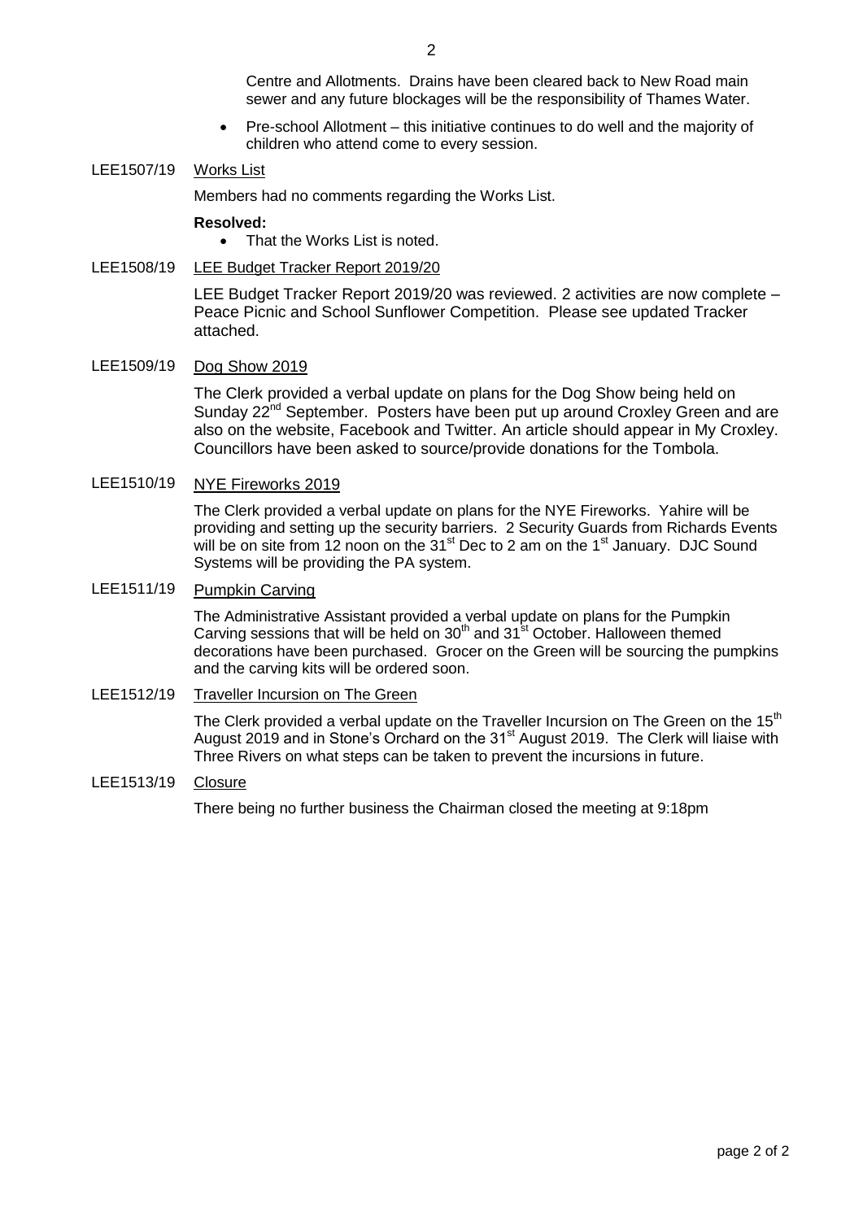Centre and Allotments. Drains have been cleared back to New Road main sewer and any future blockages will be the responsibility of Thames Water.

- Pre-school Allotment – this initiative continues to do well and the majority of children who attend come to every session.

LEE1507/19 Works List

Members had no comments regarding the Works List.

**Resolved:**

- That the Works List is noted.

LEE1508/19 LEE Budget Tracker Report 2019/20

LEE Budget Tracker Report 2019/20 was reviewed. 2 activities are now complete – Peace Picnic and School Sunflower Competition. Please see updated Tracker attached.

LEE1509/19 Dog Show 2019

The Clerk provided a verbal update on plans for the Dog Show being held on Sunday 22nd September. Posters have been put up around Croxley Green and are also on the website, Facebook and Twitter. An article should appear in My Croxley. Councillors have been asked to source/provide donations for the Tombola.

LEE1510/19 NYE Fireworks 2019

The Clerk provided a verbal update on plans for the NYE Fireworks. Yahire will be providing and setting up the security barriers. 2 Security Guards from Richards Events will be on site from 12 noon on the 31st Dec to 2 am on the 1st January. DJC Sound Systems will be providing the PA system.

LEE1511/19 Pumpkin Carving

The Administrative Assistant provided a verbal update on plans for the Pumpkin Carving sessions that will be held on 30th and 31st October. Halloween themed decorations have been purchased. Grocer on the Green will be sourcing the pumpkins and the carving kits will be ordered soon.

LEE1512/19 Traveller Incursion on The Green

The Clerk provided a verbal update on the Traveller Incursion on The Green on the 15th August 2019 and in Stone's Orchard on the 31st August 2019. The Clerk will liaise with Three Rivers on what steps can be taken to prevent the incursions in future.

LEE1513/19 Closure

There being no further business the Chairman closed the meeting at 9:18pm